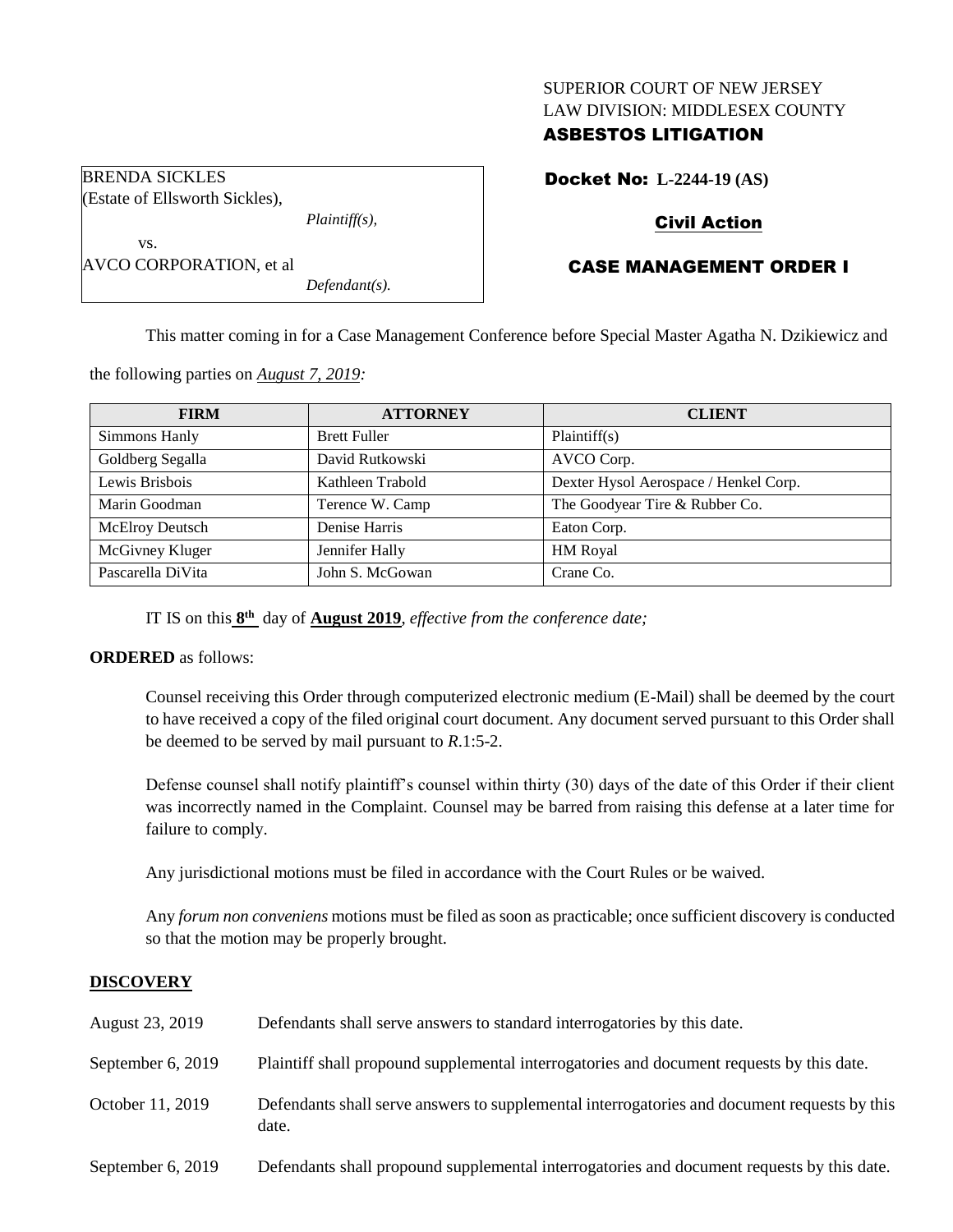SUPERIOR COURT OF NEW JERSEY
LAW DIVISION: MIDDLESEX COUNTY
**ASBESTOS LITIGATION**

BRENDA SICKLES
(Estate of Ellsworth Sickles),
*Plaintiff(s),*
vs.
AVCO CORPORATION, et al
*Defendant(s).*

**Docket No: L-2244-19 (AS)**

**Civil Action**

**CASE MANAGEMENT ORDER I**

This matter coming in for a Case Management Conference before Special Master Agatha N. Dzikiewicz and the following parties on *August 7, 2019:*

| FIRM | ATTORNEY | CLIENT |
|---|---|---|
| Simmons Hanly | Brett Fuller | Plaintiff(s) |
| Goldberg Segalla | David Rutkowski | AVCO Corp. |
| Lewis Brisbois | Kathleen Trabold | Dexter Hysol Aerospace / Henkel Corp. |
| Marin Goodman | Terence W. Camp | The Goodyear Tire & Rubber Co. |
| McElroy Deutsch | Denise Harris | Eaton Corp. |
| McGivney Kluger | Jennifer Hally | HM Royal |
| Pascarella DiVita | John S. McGowan | Crane Co. |

IT IS on this **8th** day of **August 2019**, *effective from the conference date;*

**ORDERED** as follows:

Counsel receiving this Order through computerized electronic medium (E-Mail) shall be deemed by the court to have received a copy of the filed original court document. Any document served pursuant to this Order shall be deemed to be served by mail pursuant to *R*.1:5-2.

Defense counsel shall notify plaintiff's counsel within thirty (30) days of the date of this Order if their client was incorrectly named in the Complaint. Counsel may be barred from raising this defense at a later time for failure to comply.

Any jurisdictional motions must be filed in accordance with the Court Rules or be waived.

Any *forum non conveniens* motions must be filed as soon as practicable; once sufficient discovery is conducted so that the motion may be properly brought.

## DISCOVERY

| | |
|---|---|
| August 23, 2019 | Defendants shall serve answers to standard interrogatories by this date. |
| September 6, 2019 | Plaintiff shall propound supplemental interrogatories and document requests by this date. |
| October 11, 2019 | Defendants shall serve answers to supplemental interrogatories and document requests by this date. |
| September 6, 2019 | Defendants shall propound supplemental interrogatories and document requests by this date. |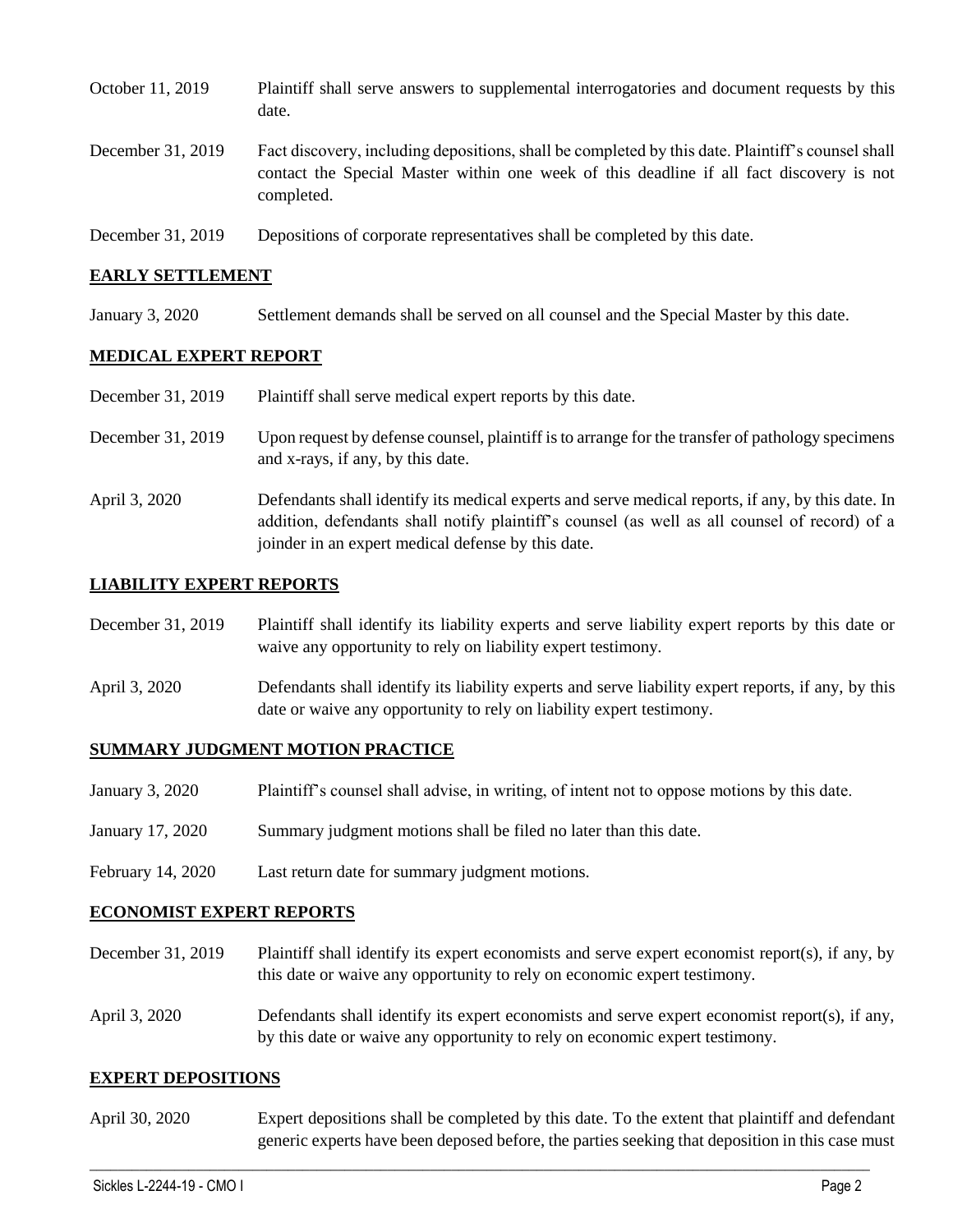| | |
|---|---|
| October 11, 2019 | Plaintiff shall serve answers to supplemental interrogatories and document requests by this date. |
| December 31, 2019 | Fact discovery, including depositions, shall be completed by this date. Plaintiff's counsel shall contact the Special Master within one week of this deadline if all fact discovery is not completed. |
| December 31, 2019 | Depositions of corporate representatives shall be completed by this date. |

## EARLY SETTLEMENT

| | |
|---|---|
| January 3, 2020 | Settlement demands shall be served on all counsel and the Special Master by this date. |

## MEDICAL EXPERT REPORT

| | |
|---|---|
| December 31, 2019 | Plaintiff shall serve medical expert reports by this date. |
| December 31, 2019 | Upon request by defense counsel, plaintiff is to arrange for the transfer of pathology specimens and x-rays, if any, by this date. |
| April 3, 2020 | Defendants shall identify its medical experts and serve medical reports, if any, by this date. In addition, defendants shall notify plaintiff's counsel (as well as all counsel of record) of a joinder in an expert medical defense by this date. |

## LIABILITY EXPERT REPORTS

| | |
|---|---|
| December 31, 2019 | Plaintiff shall identify its liability experts and serve liability expert reports by this date or waive any opportunity to rely on liability expert testimony. |
| April 3, 2020 | Defendants shall identify its liability experts and serve liability expert reports, if any, by this date or waive any opportunity to rely on liability expert testimony. |

## SUMMARY JUDGMENT MOTION PRACTICE

| | |
|---|---|
| January 3, 2020 | Plaintiff's counsel shall advise, in writing, of intent not to oppose motions by this date. |
| January 17, 2020 | Summary judgment motions shall be filed no later than this date. |
| February 14, 2020 | Last return date for summary judgment motions. |

## ECONOMIST EXPERT REPORTS

| | |
|---|---|
| December 31, 2019 | Plaintiff shall identify its expert economists and serve expert economist report(s), if any, by this date or waive any opportunity to rely on economic expert testimony. |
| April 3, 2020 | Defendants shall identify its expert economists and serve expert economist report(s), if any, by this date or waive any opportunity to rely on economic expert testimony. |

## EXPERT DEPOSITIONS

| | |
|---|---|
| April 30, 2020 | Expert depositions shall be completed by this date. To the extent that plaintiff and defendant generic experts have been deposed before, the parties seeking that deposition in this case must |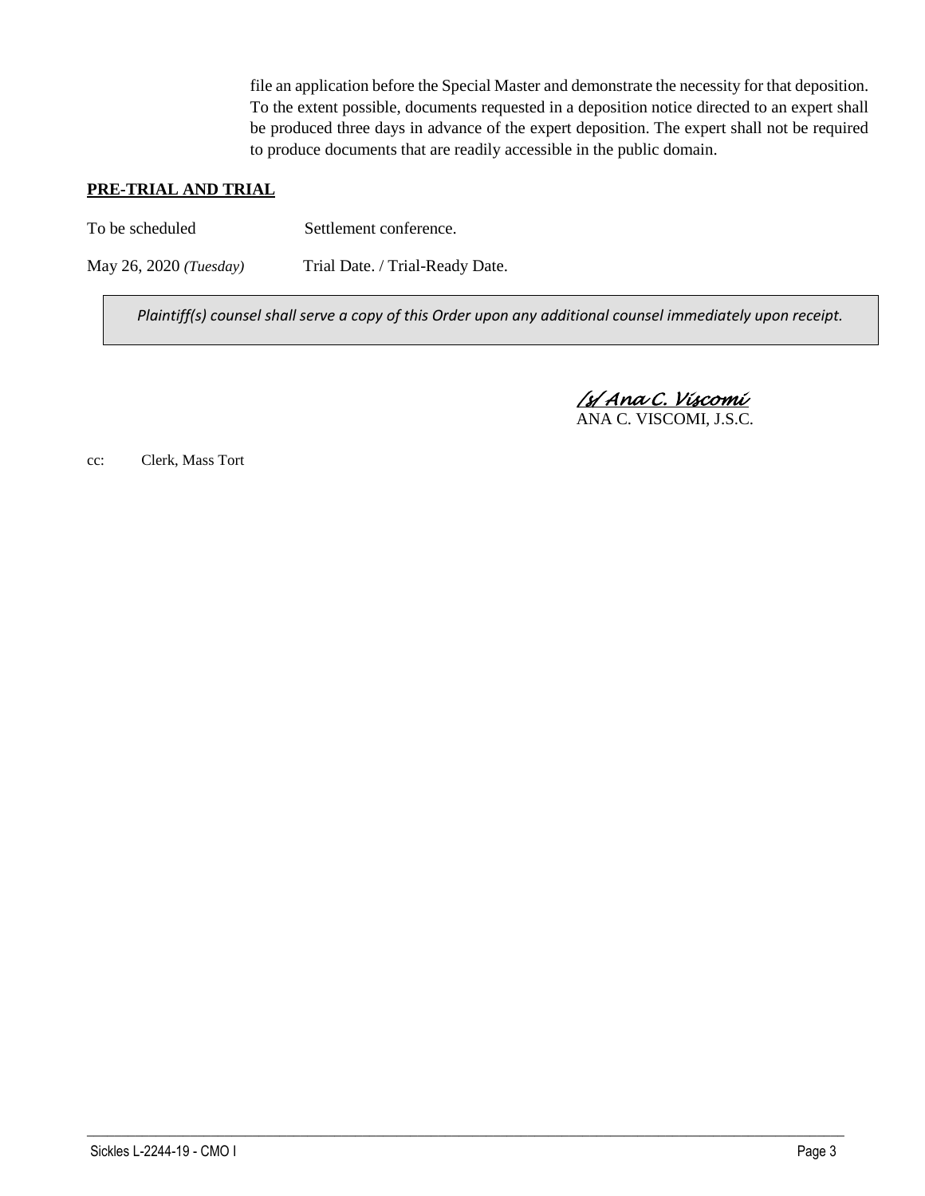file an application before the Special Master and demonstrate the necessity for that deposition. To the extent possible, documents requested in a deposition notice directed to an expert shall be produced three days in advance of the expert deposition. The expert shall not be required to produce documents that are readily accessible in the public domain.

**PRE-TRIAL AND TRIAL**

| | |
|---|---|
| To be scheduled | Settlement conference. |
| May 26, 2020 *(Tuesday)* | Trial Date. / Trial-Ready Date. |

*Plaintiff(s) counsel shall serve a copy of this Order upon any additional counsel immediately upon receipt.*

/s/ Ana C. Viscomi
ANA C. VISCOMI, J.S.C.

cc: Clerk, Mass Tort